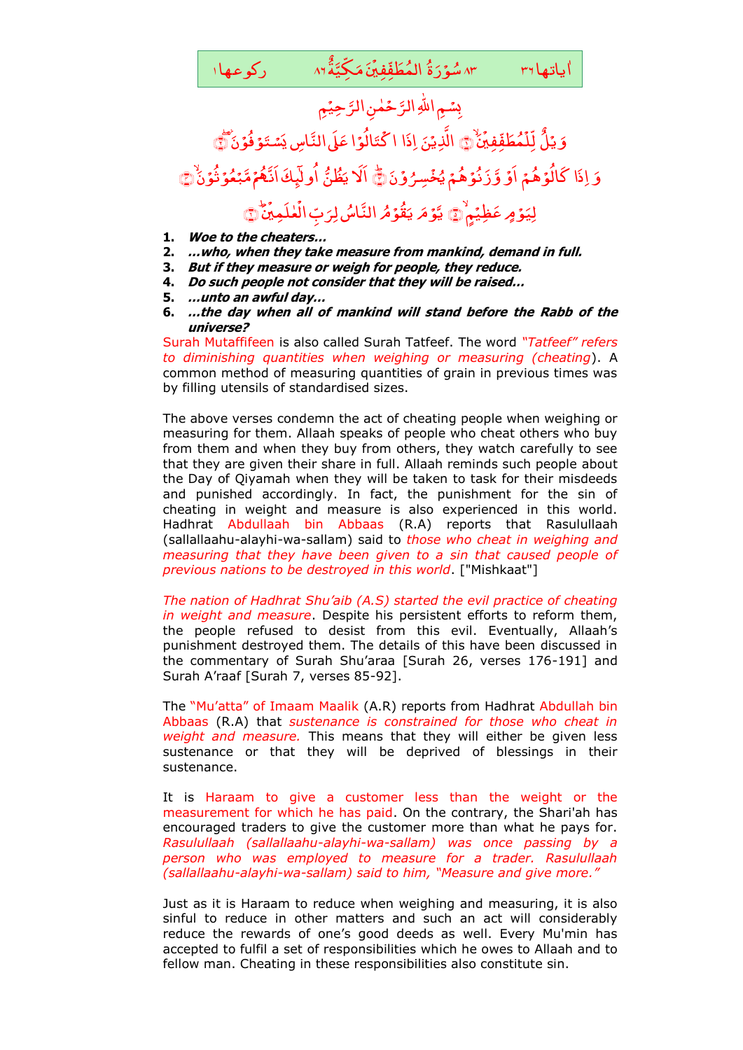ركوعها ١ — ٨٣ سُوْرَةُ الْمُطَفِّفِيْنَ مَكِّيَّةٌ ٨٦ — اٰياتها ٣٦

بِسْمِ اللّٰهِ الرَّحْمٰنِ الرَّحِيْمِ

وَيْلٌ لِّلْمُطَفِّفِيْنَ ﴿١﴾ الَّذِيْنَ اِذَا اكْتَالُوْا عَلَى النَّاسِ يَسْتَوْفُوْنَ ﴿٢﴾ وَ اِذَا كَالُوْهُمْ اَوْ وَّزَنُوْهُمْ يُخْسِرُوْنَ ﴿٣﴾ اَلَا يَظُنُّ اُولٰٓئِكَ اَنَّهُمْ مَّبْعُوْثُوْنَ ﴿٤﴾ لِيَوْمٍ عَظِيْمٍ ﴿٥﴾ يَّوْمَ يَقُوْمُ النَّاسُ لِرَبِّ الْعٰلَمِيْنَ ﴿٦﴾

1. ***Woe to the cheaters...***
2. ***...who, when they take measure from mankind, demand in full.***
3. ***But if they measure or weigh for people, they reduce.***
4. ***Do such people not consider that they will be raised...***
5. ***...unto an awful day...***
6. ***...the day when all of mankind will stand before the Rabb of the universe?***

Surah Mutaffifeen is also called Surah Tatfeef. The word *"Tatfeef" refers to diminishing quantities when weighing or measuring (cheating)*. A common method of measuring quantities of grain in previous times was by filling utensils of standardised sizes.

The above verses condemn the act of cheating people when weighing or measuring for them. Allaah speaks of people who cheat others who buy from them and when they buy from others, they watch carefully to see that they are given their share in full. Allaah reminds such people about the Day of Qiyamah when they will be taken to task for their misdeeds and punished accordingly. In fact, the punishment for the sin of cheating in weight and measure is also experienced in this world. Hadhrat Abdullaah bin Abbaas (R.A) reports that Rasulullaah (sallallaahu-alayhi-wa-sallam) said to *those who cheat in weighing and measuring that they have been given to a sin that caused people of previous nations to be destroyed in this world*. ["Mishkaat"]

*The nation of Hadhrat Shu'aib (A.S) started the evil practice of cheating in weight and measure*. Despite his persistent efforts to reform them, the people refused to desist from this evil. Eventually, Allaah's punishment destroyed them. The details of this have been discussed in the commentary of Surah Shu'araa [Surah 26, verses 176-191] and Surah A'raaf [Surah 7, verses 85-92].

The "Mu'atta" of Imaam Maalik (A.R) reports from Hadhrat Abdullah bin Abbaas (R.A) that *sustenance is constrained for those who cheat in weight and measure.* This means that they will either be given less sustenance or that they will be deprived of blessings in their sustenance.

It is Haraam to give a customer less than the weight or the measurement for which he has paid. On the contrary, the Shari'ah has encouraged traders to give the customer more than what he pays for. *Rasulullaah (sallallaahu-alayhi-wa-sallam) was once passing by a person who was employed to measure for a trader. Rasulullaah (sallallaahu-alayhi-wa-sallam) said to him, "Measure and give more."*

Just as it is Haraam to reduce when weighing and measuring, it is also sinful to reduce in other matters and such an act will considerably reduce the rewards of one's good deeds as well. Every Mu'min has accepted to fulfil a set of responsibilities which he owes to Allaah and to fellow man. Cheating in these responsibilities also constitute sin.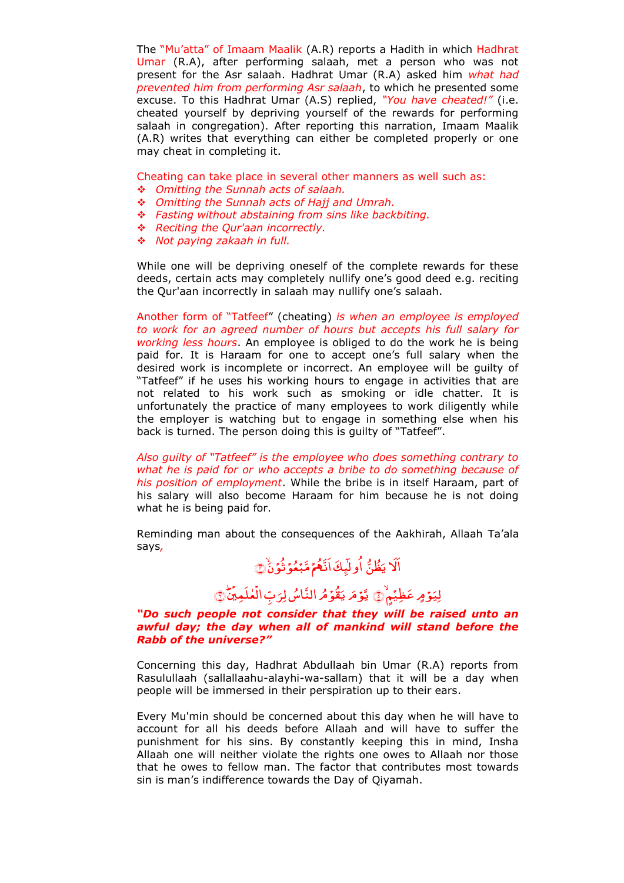The "Mu'atta" of Imaam Maalik (A.R) reports a Hadith in which Hadhrat Umar (R.A), after performing salaah, met a person who was not present for the Asr salaah. Hadhrat Umar (R.A) asked him *what had prevented him from performing Asr salaah*, to which he presented some excuse. To this Hadhrat Umar (A.S) replied, *"You have cheated!"* (i.e. cheated yourself by depriving yourself of the rewards for performing salaah in congregation). After reporting this narration, Imaam Maalik (A.R) writes that everything can either be completed properly or one may cheat in completing it.

Cheating can take place in several other manners as well such as:

- *Omitting the Sunnah acts of salaah.*
- *Omitting the Sunnah acts of Hajj and Umrah.*
- *Fasting without abstaining from sins like backbiting.*
- *Reciting the Qur'aan incorrectly.*
- *Not paying zakaah in full.*

While one will be depriving oneself of the complete rewards for these deeds, certain acts may completely nullify one's good deed e.g. reciting the Qur'aan incorrectly in salaah may nullify one's salaah.

Another form of "Tatfeef" (cheating) *is when an employee is employed to work for an agreed number of hours but accepts his full salary for working less hours*. An employee is obliged to do the work he is being paid for. It is Haraam for one to accept one's full salary when the desired work is incomplete or incorrect. An employee will be guilty of "Tatfeef" if he uses his working hours to engage in activities that are not related to his work such as smoking or idle chatter. It is unfortunately the practice of many employees to work diligently while the employer is watching but to engage in something else when his back is turned. The person doing this is guilty of "Tatfeef".

*Also guilty of "Tatfeef" is the employee who does something contrary to what he is paid for or who accepts a bribe to do something because of his position of employment*. While the bribe is in itself Haraam, part of his salary will also become Haraam for him because he is not doing what he is being paid for.

Reminding man about the consequences of the Aakhirah, Allaah Ta'ala says,

أَلَا يَظُنُّ أُولَٰئِكَ أَنَّهُم مَّبْعُوثُونَ ﴿٤﴾

لِيَوْمٍ عَظِيمٍ ﴿٥﴾ يَوْمَ يَقُومُ النَّاسُ لِرَبِّ الْعَالَمِينَ ﴿٦﴾

***"Do such people not consider that they will be raised unto an awful day; the day when all of mankind will stand before the Rabb of the universe?"***

Concerning this day, Hadhrat Abdullaah bin Umar (R.A) reports from Rasulullaah (sallallaahu-alayhi-wa-sallam) that it will be a day when people will be immersed in their perspiration up to their ears.

Every Mu'min should be concerned about this day when he will have to account for all his deeds before Allaah and will have to suffer the punishment for his sins. By constantly keeping this in mind, Insha Allaah one will neither violate the rights one owes to Allaah nor those that he owes to fellow man. The factor that contributes most towards sin is man's indifference towards the Day of Qiyamah.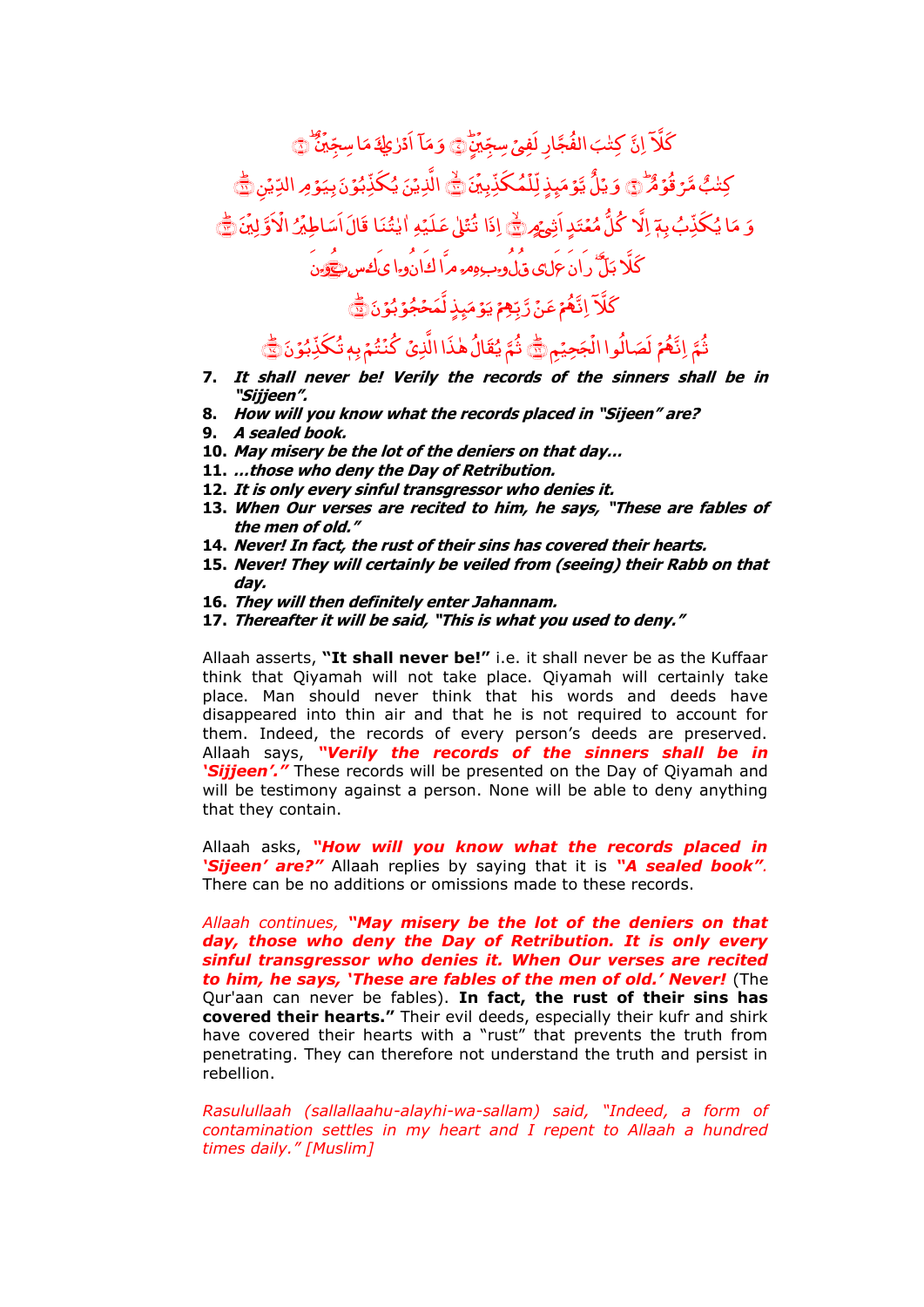كَلَّآ اِنَّ كِتٰبَ الْفُجَّارِ لَفِيْ سِجِّيْنٍ ۝ وَمَآ اَدْرٰىكَ مَا سِجِّيْنٌ ۝

كِتٰبٌ مَّرْقُوْمٌ ۝ وَيْلٌ يَّوْمَىِٕذٍ لِّلْمُكَذِّبِيْنَ ۝ الَّذِيْنَ يُكَذِّبُوْنَ بِيَوْمِ الدِّيْنِ ۝

وَمَا يُكَذِّبُ بِهٖٓ اِلَّا كُلُّ مُعْتَدٍ اَثِيْمٍ ۝ اِذَا تُتْلٰى عَلَيْهِ اٰيٰتُنَا قَالَ اَسَاطِيْرُ الْاَوَّلِيْنَ ۝

كَلَّا بَلْ رَانَ عَلٰى قُلُوْبِهِمْ مَّا كَانُوْا يَكْسِبُوْنَ ۝

كَلَّآ اِنَّهُمْ عَنْ رَّبِّهِمْ يَوْمَىِٕذٍ لَّمَحْجُوْبُوْنَ ۝

ثُمَّ اِنَّهُمْ لَصَالُوا الْجَحِيْمِ ۝ ثُمَّ يُقَالُ هٰذَا الَّذِيْ كُنْتُمْ بِهٖ تُكَذِّبُوْنَ ۝

7. ***It shall never be! Verily the records of the sinners shall be in "Sijjeen".***
8. ***How will you know what the records placed in "Sijeen" are?***
9. ***A sealed book.***
10. ***May misery be the lot of the deniers on that day…***
11. ***…those who deny the Day of Retribution.***
12. ***It is only every sinful transgressor who denies it.***
13. ***When Our verses are recited to him, he says, "These are fables of the men of old."***
14. ***Never! In fact, the rust of their sins has covered their hearts.***
15. ***Never! They will certainly be veiled from (seeing) their Rabb on that day.***
16. ***They will then definitely enter Jahannam.***
17. ***Thereafter it will be said, "This is what you used to deny."***

Allaah asserts, **"It shall never be!"** i.e. it shall never be as the Kuffaar think that Qiyamah will not take place. Qiyamah will certainly take place. Man should never think that his words and deeds have disappeared into thin air and that he is not required to account for them. Indeed, the records of every person's deeds are preserved. Allaah says, ***"Verily the records of the sinners shall be in 'Sijjeen'."*** These records will be presented on the Day of Qiyamah and will be testimony against a person. None will be able to deny anything that they contain.

Allaah asks, ***"How will you know what the records placed in 'Sijeen' are?"*** Allaah replies by saying that it is ***"A sealed book"***. There can be no additions or omissions made to these records.

*Allaah continues,* ***"May misery be the lot of the deniers on that day, those who deny the Day of Retribution. It is only every sinful transgressor who denies it. When Our verses are recited to him, he says, 'These are fables of the men of old.' Never!*** (The Qur'aan can never be fables). **In fact, the rust of their sins has covered their hearts."** Their evil deeds, especially their kufr and shirk have covered their hearts with a "rust" that prevents the truth from penetrating. They can therefore not understand the truth and persist in rebellion.

*Rasulullaah (sallallaahu-alayhi-wa-sallam) said, "Indeed, a form of contamination settles in my heart and I repent to Allaah a hundred times daily." [Muslim]*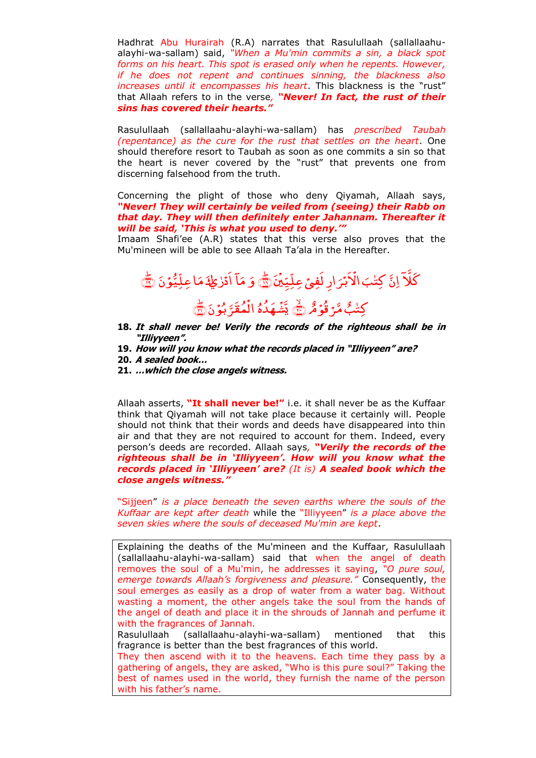Hadhrat Abu Hurairah (R.A) narrates that Rasulullaah (sallallaahu-alayhi-wa-sallam) said, *"When a Mu'min commits a sin, a black spot forms on his heart. This spot is erased only when he repents. However, if he does not repent and continues sinning, the blackness also increases until it encompasses his heart*. This blackness is the "rust" that Allaah refers to in the verse, ***"Never! In fact, the rust of their sins has covered their hearts."***

Rasulullaah (sallallaahu-alayhi-wa-sallam) has *prescribed Taubah (repentance) as the cure for the rust that settles on the heart*. One should therefore resort to Taubah as soon as one commits a sin so that the heart is never covered by the "rust" that prevents one from discerning falsehood from the truth.

Concerning the plight of those who deny Qiyamah, Allaah says, ***"Never! They will certainly be veiled from (seeing) their Rabb on that day. They will then definitely enter Jahannam. Thereafter it will be said, 'This is what you used to deny.'"***
Imaam Shafi'ee (A.R) states that this verse also proves that the Mu'mineen will be able to see Allaah Ta'ala in the Hereafter.

كَلَّآ اِنَّ كِتٰبَ الْاَبْرَارِ لَفِيْ عِلِّيِّيْنَ ﴿١٨﴾ وَ مَآ اَدْرٰىكَ مَا عِلِّيُّوْنَ ﴿١٩﴾
كِتٰبٌ مَّرْقُوْمٌ ﴿٢٠﴾ يَّشْهَدُهُ الْمُقَرَّبُوْنَ ﴿٢١﴾

**18.** ***It shall never be! Verily the records of the righteous shall be in "Illiyyeen".***
**19.** ***How will you know what the records placed in "Illiyyeen" are?***
**20.** ***A sealed book...***
**21.** ***...which the close angels witness.***

Allaah asserts, **"It shall never be!"** i.e. it shall never be as the Kuffaar think that Qiyamah will not take place because it certainly will. People should not think that their words and deeds have disappeared into thin air and that they are not required to account for them. Indeed, every person's deeds are recorded. Allaah says, ***"Verily the records of the righteous shall be in 'Illiyyeen'. How will you know what the records placed in 'Illiyyeen' are?*** *(It is)* ***A sealed book which the close angels witness."***

"Sijjeen" *is a place beneath the seven earths where the souls of the Kuffaar are kept after death* while the "Illiyyeen" *is a place above the seven skies where the souls of deceased Mu'min are kept*.

Explaining the deaths of the Mu'mineen and the Kuffaar, Rasulullaah (sallallaahu-alayhi-wa-sallam) said that when the angel of death removes the soul of a Mu'min, he addresses it saying, *"O pure soul, emerge towards Allaah's forgiveness and pleasure."* Consequently, the soul emerges as easily as a drop of water from a water bag. Without wasting a moment, the other angels take the soul from the hands of the angel of death and place it in the shrouds of Jannah and perfume it with the fragrances of Jannah.
Rasulullaah (sallallaahu-alayhi-wa-sallam) mentioned that this fragrance is better than the best fragrances of this world.
They then ascend with it to the heavens. Each time they pass by a gathering of angels, they are asked, "Who is this pure soul?" Taking the best of names used in the world, they furnish the name of the person with his father's name.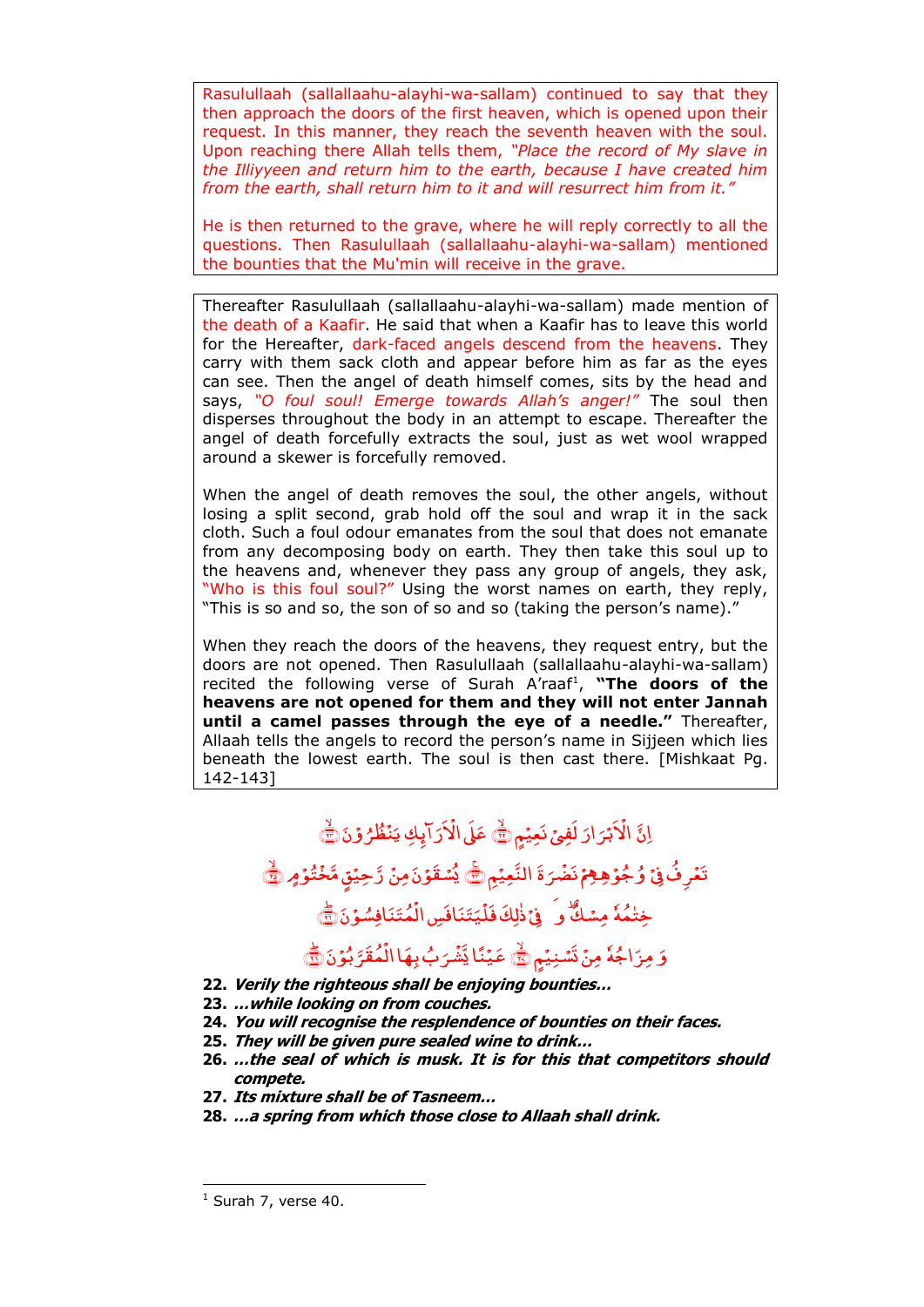Rasulullaah (sallallaahu-alayhi-wa-sallam) continued to say that they then approach the doors of the first heaven, which is opened upon their request. In this manner, they reach the seventh heaven with the soul. Upon reaching there Allah tells them, *"Place the record of My slave in the Illiyyeen and return him to the earth, because I have created him from the earth, shall return him to it and will resurrect him from it."*

He is then returned to the grave, where he will reply correctly to all the questions. Then Rasulullaah (sallallaahu-alayhi-wa-sallam) mentioned the bounties that the Mu'min will receive in the grave.

Thereafter Rasulullaah (sallallaahu-alayhi-wa-sallam) made mention of the death of a Kaafir. He said that when a Kaafir has to leave this world for the Hereafter, dark-faced angels descend from the heavens. They carry with them sack cloth and appear before him as far as the eyes can see. Then the angel of death himself comes, sits by the head and says, *"O foul soul! Emerge towards Allah's anger!"* The soul then disperses throughout the body in an attempt to escape. Thereafter the angel of death forcefully extracts the soul, just as wet wool wrapped around a skewer is forcefully removed.

When the angel of death removes the soul, the other angels, without losing a split second, grab hold off the soul and wrap it in the sack cloth. Such a foul odour emanates from the soul that does not emanate from any decomposing body on earth. They then take this soul up to the heavens and, whenever they pass any group of angels, they ask, "Who is this foul soul?" Using the worst names on earth, they reply, "This is so and so, the son of so and so (taking the person's name)."

When they reach the doors of the heavens, they request entry, but the doors are not opened. Then Rasulullaah (sallallaahu-alayhi-wa-sallam) recited the following verse of Surah A'raaf[1], **"The doors of the heavens are not opened for them and they will not enter Jannah until a camel passes through the eye of a needle."** Thereafter, Allaah tells the angels to record the person's name in Sijjeen which lies beneath the lowest earth. The soul is then cast there. [Mishkaat Pg. 142-143]

اِنَّ الْاَبْرَارَ لَفِيْ نَعِيْمٍ ﴿٢٢﴾ عَلَى الْاَرَآئِكِ يَنْظُرُوْنَ ﴿٢٣﴾
تَعْرِفُ فِيْ وُجُوْهِهِمْ نَضْرَةَ النَّعِيْمِ ﴿٢٤﴾ يُسْقَوْنَ مِنْ رَّحِيْقٍ مَّخْتُوْمٍ ﴿٢٥﴾
خِتٰمُهٗ مِسْكٌ ۚ وَ فِيْ ذٰلِكَ فَلْيَتَنَافَسِ الْمُتَنَافِسُوْنَ ﴿٢٦﴾
وَ مِزَاجُهٗ مِنْ تَسْنِيْمٍ ﴿٢٧﴾ عَيْنًا يَّشْرَبُ بِهَا الْمُقَرَّبُوْنَ ﴿٢٨﴾

22. ***Verily the righteous shall be enjoying bounties...***
23. ***...while looking on from couches.***
24. ***You will recognise the resplendence of bounties on their faces.***
25. ***They will be given pure sealed wine to drink...***
26. ***...the seal of which is musk. It is for this that competitors should compete.***
27. ***Its mixture shall be of Tasneem...***
28. ***...a spring from which those close to Allaah shall drink.***

---

[1] Surah 7, verse 40.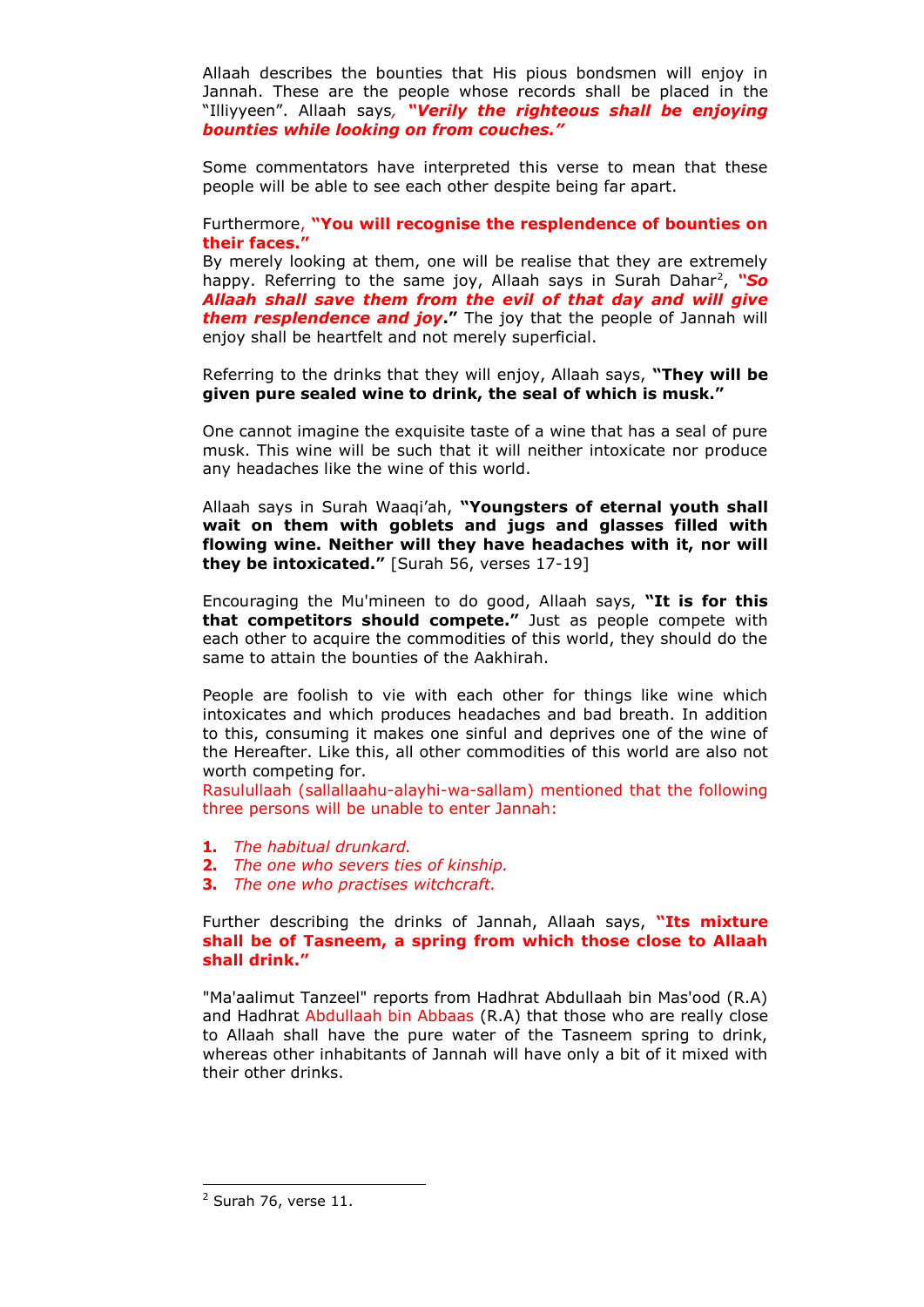Allaah describes the bounties that His pious bondsmen will enjoy in Jannah. These are the people whose records shall be placed in the "Illiyyeen". Allaah says, ***"Verily the righteous shall be enjoying bounties while looking on from couches."***

Some commentators have interpreted this verse to mean that these people will be able to see each other despite being far apart.

Furthermore, **"You will recognise the resplendence of bounties on their faces."**
By merely looking at them, one will be realise that they are extremely happy. Referring to the same joy, Allaah says in Surah Dahar[2], ***"So Allaah shall save them from the evil of that day and will give them resplendence and joy."*** The joy that the people of Jannah will enjoy shall be heartfelt and not merely superficial.

Referring to the drinks that they will enjoy, Allaah says, **"They will be given pure sealed wine to drink, the seal of which is musk."**

One cannot imagine the exquisite taste of a wine that has a seal of pure musk. This wine will be such that it will neither intoxicate nor produce any headaches like the wine of this world.

Allaah says in Surah Waaqi'ah, **"Youngsters of eternal youth shall wait on them with goblets and jugs and glasses filled with flowing wine. Neither will they have headaches with it, nor will they be intoxicated."** [Surah 56, verses 17-19]

Encouraging the Mu'mineen to do good, Allaah says, **"It is for this that competitors should compete."** Just as people compete with each other to acquire the commodities of this world, they should do the same to attain the bounties of the Aakhirah.

People are foolish to vie with each other for things like wine which intoxicates and which produces headaches and bad breath. In addition to this, consuming it makes one sinful and deprives one of the wine of the Hereafter. Like this, all other commodities of this world are also not worth competing for.
Rasulullaah (sallallaahu-alayhi-wa-sallam) mentioned that the following three persons will be unable to enter Jannah:

1. *The habitual drunkard.*
2. *The one who severs ties of kinship.*
3. *The one who practises witchcraft.*

Further describing the drinks of Jannah, Allaah says, **"Its mixture shall be of Tasneem, a spring from which those close to Allaah shall drink."**

"Ma'aalimut Tanzeel" reports from Hadhrat Abdullaah bin Mas'ood (R.A) and Hadhrat Abdullaah bin Abbaas (R.A) that those who are really close to Allaah shall have the pure water of the Tasneem spring to drink, whereas other inhabitants of Jannah will have only a bit of it mixed with their other drinks.

[2] Surah 76, verse 11.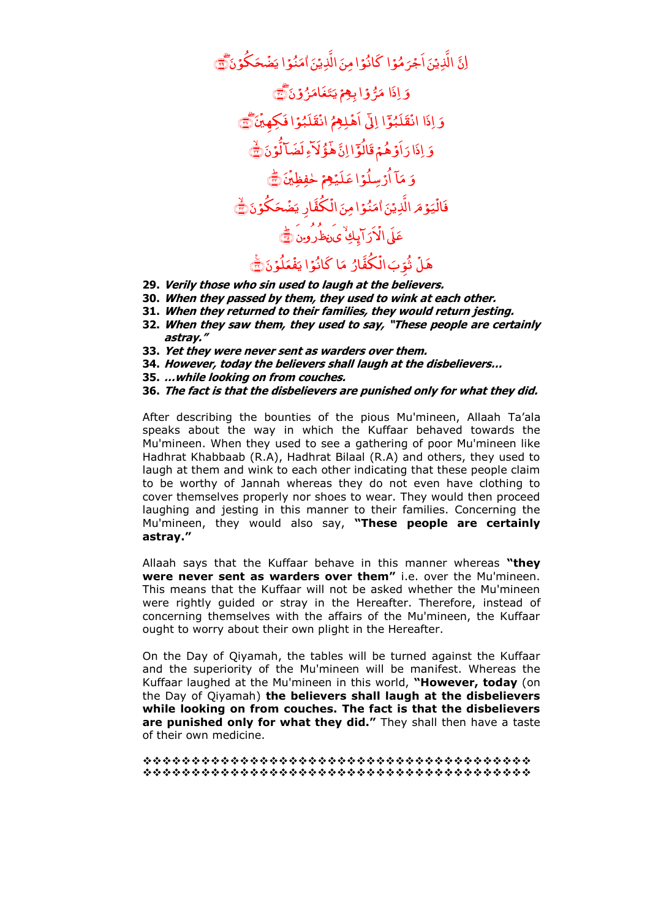إِنَّ الَّذِينَ أَجْرَمُوا كَانُوا مِنَ الَّذِينَ آمَنُوا يَضْحَكُونَ ﴿٢٩﴾

وَإِذَا مَرُّوا بِهِمْ يَتَغَامَزُونَ ﴿٣٠﴾

وَإِذَا انقَلَبُوا إِلَىٰ أَهْلِهِمُ انقَلَبُوا فَكِهِينَ ﴿٣١﴾

وَإِذَا رَأَوْهُمْ قَالُوا إِنَّ هَٰؤُلَاءِ لَضَالُّونَ ﴿٣٢﴾

وَمَا أُرْسِلُوا عَلَيْهِمْ حَافِظِينَ ﴿٣٣﴾

فَالْيَوْمَ الَّذِينَ آمَنُوا مِنَ الْكُفَّارِ يَضْحَكُونَ ﴿٣٤﴾

عَلَى الْأَرَائِكِ يَنظُرُونَ ﴿٣٥﴾

هَلْ ثُوِّبَ الْكُفَّارُ مَا كَانُوا يَفْعَلُونَ ﴿٣٦﴾

29. ***Verily those who sin used to laugh at the believers.***
30. ***When they passed by them, they used to wink at each other.***
31. ***When they returned to their families, they would return jesting.***
32. ***When they saw them, they used to say, "These people are certainly astray."***
33. ***Yet they were never sent as warders over them.***
34. ***However, today the believers shall laugh at the disbelievers…***
35. ***…while looking on from couches.***
36. ***The fact is that the disbelievers are punished only for what they did.***

After describing the bounties of the pious Mu'mineen, Allaah Ta'ala speaks about the way in which the Kuffaar behaved towards the Mu'mineen. When they used to see a gathering of poor Mu'mineen like Hadhrat Khabbaab (R.A), Hadhrat Bilaal (R.A) and others, they used to laugh at them and wink to each other indicating that these people claim to be worthy of Jannah whereas they do not even have clothing to cover themselves properly nor shoes to wear. They would then proceed laughing and jesting in this manner to their families. Concerning the Mu'mineen, they would also say, **"These people are certainly astray."**

Allaah says that the Kuffaar behave in this manner whereas **"they were never sent as warders over them"** i.e. over the Mu'mineen. This means that the Kuffaar will not be asked whether the Mu'mineen were rightly guided or stray in the Hereafter. Therefore, instead of concerning themselves with the affairs of the Mu'mineen, the Kuffaar ought to worry about their own plight in the Hereafter.

On the Day of Qiyamah, the tables will be turned against the Kuffaar and the superiority of the Mu'mineen will be manifest. Whereas the Kuffaar laughed at the Mu'mineen in this world, **"However, today** (on the Day of Qiyamah) **the believers shall laugh at the disbelievers while looking on from couches. The fact is that the disbelievers are punished only for what they did."** They shall then have a taste of their own medicine.

❖❖❖❖❖❖❖❖❖❖❖❖❖❖❖❖❖❖❖❖❖❖❖❖❖❖❖❖❖❖❖❖❖❖❖❖❖❖❖❖
❖❖❖❖❖❖❖❖❖❖❖❖❖❖❖❖❖❖❖❖❖❖❖❖❖❖❖❖❖❖❖❖❖❖❖❖❖❖❖❖